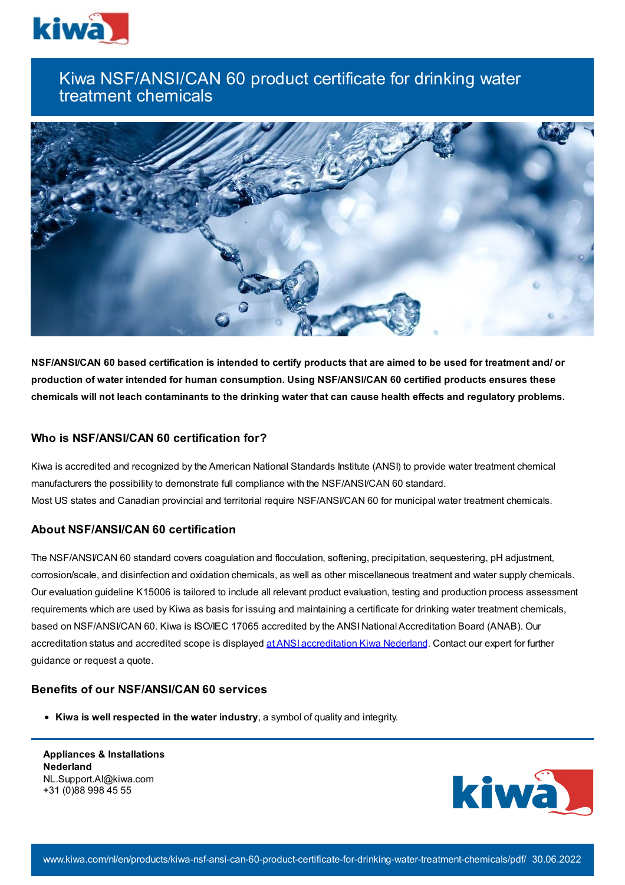# Kiwa NSF/ANSI/CAN 60 product certificate for drinking water treatment chemicals

**NSF/ANSI/CAN 60 based certification is intended to certify products that are aimed to be used for treatment and/ or production of water intended for human consumption. Using NSF/ANSI/CAN 60 certified products ensures these chemicals will not leach contaminants to the drinking water that can cause health effects and regulatory problems.**

## Who is NSF/ANSI/CAN 60 certification for?

Kiwa is accredited and recognized by the American National Standards Institute (ANSI) to provide water treatment chemical manufacturers the possibility to demonstrate full compliance with the NSF/ANSI/CAN 60 standard.
Most US states and Canadian provincial and territorial require NSF/ANSI/CAN 60 for municipal water treatment chemicals.

## About NSF/ANSI/CAN 60 certification

The NSF/ANSI/CAN 60 standard covers coagulation and flocculation, softening, precipitation, sequestering, pH adjustment, corrosion/scale, and disinfection and oxidation chemicals, as well as other miscellaneous treatment and water supply chemicals. Our evaluation guideline K15006 is tailored to include all relevant product evaluation, testing and production process assessment requirements which are used by Kiwa as basis for issuing and maintaining a certificate for drinking water treatment chemicals, based on NSF/ANSI/CAN 60. Kiwa is ISO/IEC 17065 accredited by the ANSI National Accreditation Board (ANAB). Our accreditation status and accredited scope is displayed at ANSI accreditation Kiwa Nederland. Contact our expert for further guidance or request a quote.

## Benefits of our NSF/ANSI/CAN 60 services

- **Kiwa is well respected in the water industry**, a symbol of quality and integrity.

**Appliances & Installations**
**Nederland**
NL.Support.AI@kiwa.com
+31 (0)88 998 45 55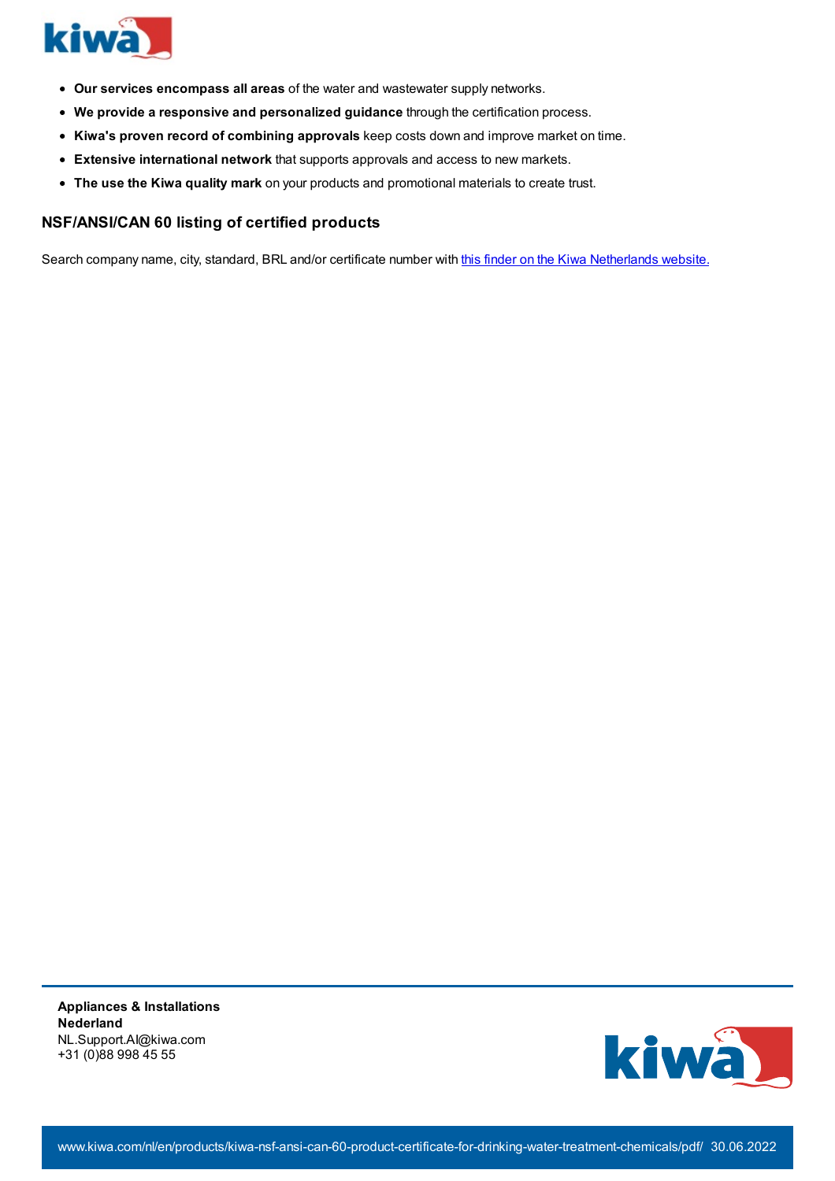- **Our services encompass all areas** of the water and wastewater supply networks.
- **We provide a responsive and personalized guidance** through the certification process.
- **Kiwa's proven record of combining approvals** keep costs down and improve market on time.
- **Extensive international network** that supports approvals and access to new markets.
- **The use the Kiwa quality mark** on your products and promotional materials to create trust.

## NSF/ANSI/CAN 60 listing of certified products

Search company name, city, standard, BRL and/or certificate number with this finder on the Kiwa Netherlands website.

**Appliances & Installations**
**Nederland**
NL.Support.AI@kiwa.com
+31 (0)88 998 45 55